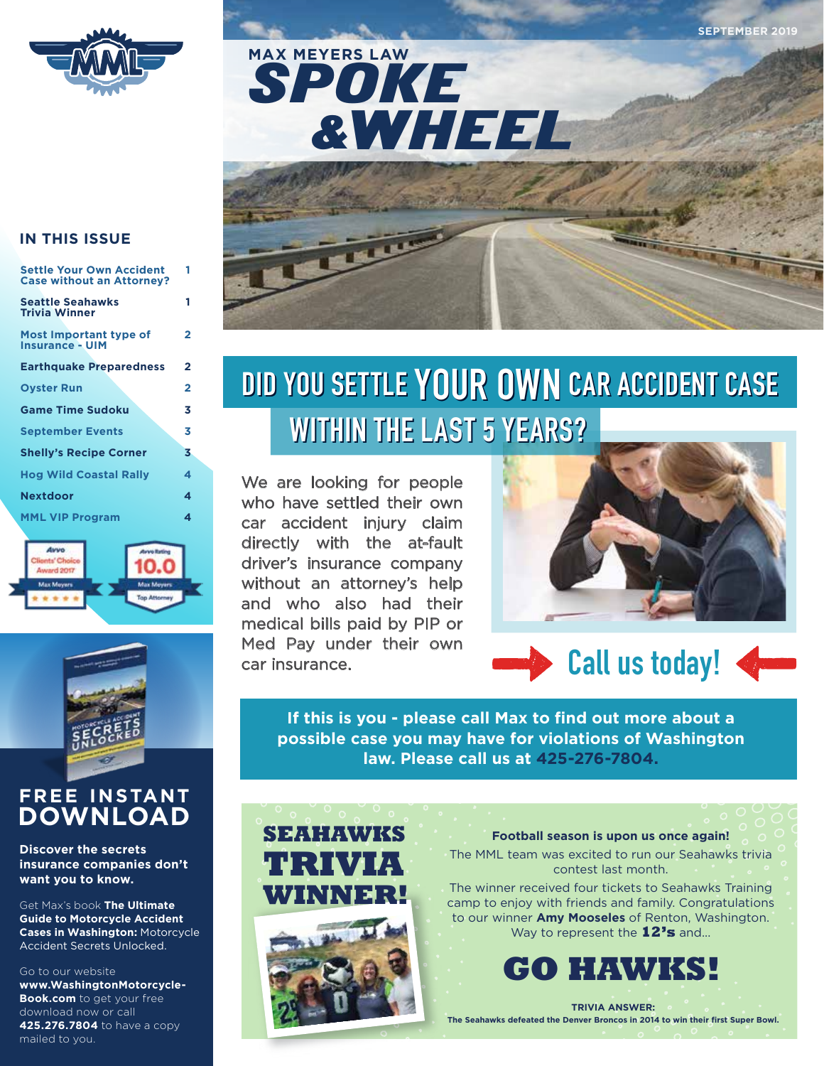SEPTEMBER 2019

# MAX MEYERS LAW SPOKE & WHEEL

## IN THIS ISSUE

| | |
|---|---|
| Settle Your Own Accident Case without an Attorney? | 1 |
| Seattle Seahawks Trivia Winner | 1 |
| Most Important type of Insurance - UIM | 2 |
| Earthquake Preparedness | 2 |
| Oyster Run | 2 |
| Game Time Sudoku | 3 |
| September Events | 3 |
| Shelly's Recipe Corner | 3 |
| Hog Wild Coastal Rally | 4 |
| Nextdoor | 4 |
| MML VIP Program | 4 |

Avvo Clients' Choice Award 2017 Max Meyers

Avvo Rating 10.0 Max Meyers Top Attorney

## FREE INSTANT DOWNLOAD

**Discover the secrets insurance companies don't want you to know.**

Get Max's book **The Ultimate Guide to Motorcycle Accident Cases in Washington:** Motorcycle Accident Secrets Unlocked.

Go to our website **www.WashingtonMotorcycle-Book.com** to get your free download now or call **425.276.7804** to have a copy mailed to you.

## DID YOU SETTLE YOUR OWN CAR ACCIDENT CASE WITHIN THE LAST 5 YEARS?

We are looking for people who have settled their own car accident injury claim directly with the at-fault driver's insurance company without an attorney's help and who also had their medical bills paid by PIP or Med Pay under their own car insurance.

Call us today!

**If this is you - please call Max to find out more about a possible case you may have for violations of Washington law. Please call us at 425-276-7804.**

## SEAHAWKS TRIVIA WINNER!

**Football season is upon us once again!**

The MML team was excited to run our Seahawks trivia contest last month.

The winner received four tickets to Seahawks Training camp to enjoy with friends and family. Congratulations to our winner **Amy Mooseles** of Renton, Washington. Way to represent the **12's** and...

# GO HAWKS!

**TRIVIA ANSWER:**
**The Seahawks defeated the Denver Broncos in 2014 to win their first Super Bowl.**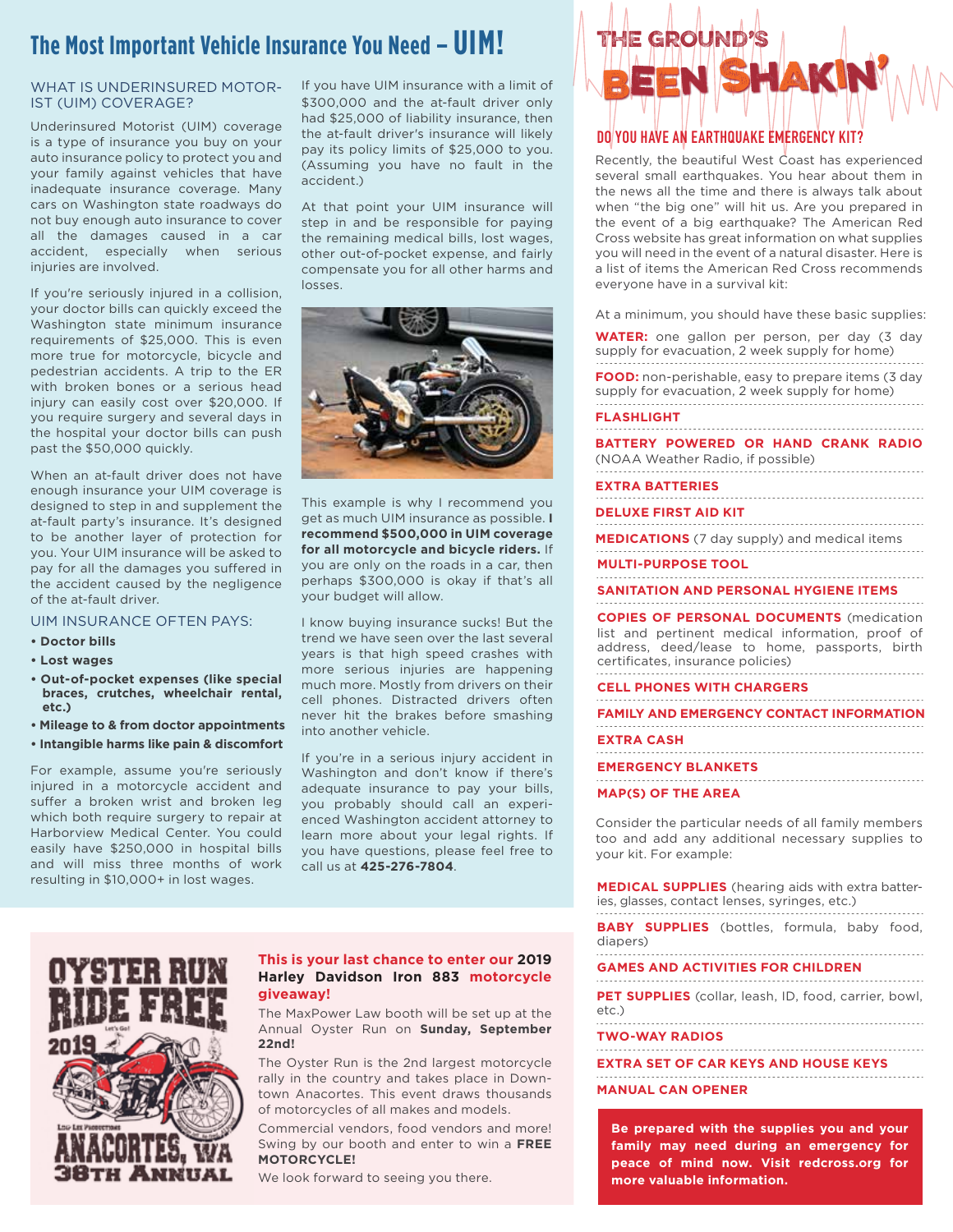# The Most Important Vehicle Insurance You Need – UIM!

## WHAT IS UNDERINSURED MOTORIST (UIM) COVERAGE?

Underinsured Motorist (UIM) coverage is a type of insurance you buy on your auto insurance policy to protect you and your family against vehicles that have inadequate insurance coverage. Many cars on Washington state roadways do not buy enough auto insurance to cover all the damages caused in a car accident, especially when serious injuries are involved.

If you're seriously injured in a collision, your doctor bills can quickly exceed the Washington state minimum insurance requirements of $25,000. This is even more true for motorcycle, bicycle and pedestrian accidents. A trip to the ER with broken bones or a serious head injury can easily cost over $20,000. If you require surgery and several days in the hospital your doctor bills can push past the $50,000 quickly.

When an at-fault driver does not have enough insurance your UIM coverage is designed to step in and supplement the at-fault party's insurance. It's designed to be another layer of protection for you. Your UIM insurance will be asked to pay for all the damages you suffered in the accident caused by the negligence of the at-fault driver.

## UIM INSURANCE OFTEN PAYS:

- **Doctor bills**
- **Lost wages**
- **Out-of-pocket expenses (like special braces, crutches, wheelchair rental, etc.)**
- **Mileage to & from doctor appointments**
- **Intangible harms like pain & discomfort**

For example, assume you're seriously injured in a motorcycle accident and suffer a broken wrist and broken leg which both require surgery to repair at Harborview Medical Center. You could easily have $250,000 in hospital bills and will miss three months of work resulting in $10,000+ in lost wages.

If you have UIM insurance with a limit of $300,000 and the at-fault driver only had $25,000 of liability insurance, then the at-fault driver's insurance will likely pay its policy limits of $25,000 to you. (Assuming you have no fault in the accident.)

At that point your UIM insurance will step in and be responsible for paying the remaining medical bills, lost wages, other out-of-pocket expense, and fairly compensate you for all other harms and losses.

This example is why I recommend you get as much UIM insurance as possible. **I recommend $500,000 in UIM coverage for all motorcycle and bicycle riders.** If you are only on the roads in a car, then perhaps $300,000 is okay if that's all your budget will allow.

I know buying insurance sucks! But the trend we have seen over the last several years is that high speed crashes with more serious injuries are happening much more. Mostly from drivers on their cell phones. Distracted drivers often never hit the brakes before smashing into another vehicle.

If you're in a serious injury accident in Washington and don't know if there's adequate insurance to pay your bills, you probably should call an experienced Washington accident attorney to learn more about your legal rights. If you have questions, please feel free to call us at **425-276-7804**.

# THE GROUND'S BEEN SHAKIN'

## DO YOU HAVE AN EARTHQUAKE EMERGENCY KIT?

Recently, the beautiful West Coast has experienced several small earthquakes. You hear about them in the news all the time and there is always talk about when "the big one" will hit us. Are you prepared in the event of a big earthquake? The American Red Cross website has great information on what supplies you will need in the event of a natural disaster. Here is a list of items the American Red Cross recommends everyone have in a survival kit:

At a minimum, you should have these basic supplies:

- **WATER:** one gallon per person, per day (3 day supply for evacuation, 2 week supply for home)
- **FOOD:** non-perishable, easy to prepare items (3 day supply for evacuation, 2 week supply for home)
- **FLASHLIGHT**
- **BATTERY POWERED OR HAND CRANK RADIO** (NOAA Weather Radio, if possible)
- **EXTRA BATTERIES**
- **DELUXE FIRST AID KIT**
- **MEDICATIONS** (7 day supply) and medical items
- **MULTI-PURPOSE TOOL**
- **SANITATION AND PERSONAL HYGIENE ITEMS**
- **COPIES OF PERSONAL DOCUMENTS** (medication list and pertinent medical information, proof of address, deed/lease to home, passports, birth certificates, insurance policies)
- **CELL PHONES WITH CHARGERS**
- **FAMILY AND EMERGENCY CONTACT INFORMATION**
- **EXTRA CASH**
- **EMERGENCY BLANKETS**
- **MAP(S) OF THE AREA**

Consider the particular needs of all family members too and add any additional necessary supplies to your kit. For example:

- **MEDICAL SUPPLIES** (hearing aids with extra batteries, glasses, contact lenses, syringes, etc.)
- **BABY SUPPLIES** (bottles, formula, baby food, diapers)
- **GAMES AND ACTIVITIES FOR CHILDREN**
- **PET SUPPLIES** (collar, leash, ID, food, carrier, bowl, etc.)
- **TWO-WAY RADIOS**
- **EXTRA SET OF CAR KEYS AND HOUSE KEYS**
- **MANUAL CAN OPENER**

**Be prepared with the supplies you and your family may need during an emergency for peace of mind now. Visit redcross.org for more valuable information.**

OYSTER RUN RIDE FREE 2019 ANACORTES, WA 38TH ANNUAL

**This is your last chance to enter our 2019 Harley Davidson Iron 883 motorcycle giveaway!**

The MaxPower Law booth will be set up at the Annual Oyster Run on **Sunday, September 22nd!**

The Oyster Run is the 2nd largest motorcycle rally in the country and takes place in Downtown Anacortes. This event draws thousands of motorcycles of all makes and models.

Commercial vendors, food vendors and more! Swing by our booth and enter to win a **FREE MOTORCYCLE!**

We look forward to seeing you there.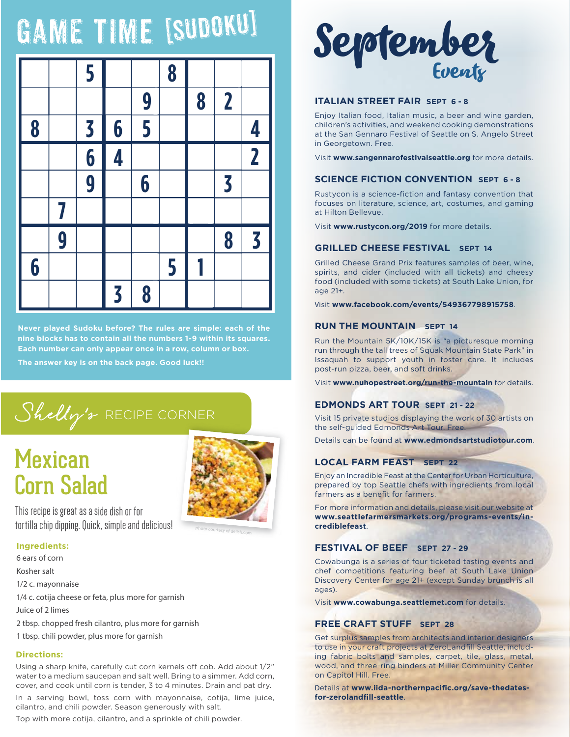# GAME TIME [SUDOKU]

|   |   |   |   |   |   |   |   |   |
|---|---|---|---|---|---|---|---|---|
|   |   | 5 |   |   | 8 |   |   |   |
|   |   |   |   | 9 |   | 8 | 2 |   |
| 8 |   | 3 | 6 | 5 |   |   |   | 4 |
|   |   | 6 | 4 |   |   |   |   | 2 |
|   |   | 9 |   | 6 |   |   | 3 |   |
|   | 7 |   |   |   |   |   |   |   |
|   | 9 |   |   |   |   |   | 8 | 3 |
| 6 |   |   |   |   | 5 | 1 |   |   |
|   |   |   | 3 | 8 |   |   |   |   |

**Never played Sudoku before? The rules are simple: each of the nine blocks has to contain all the numbers 1-9 within its squares. Each number can only appear once in a row, column or box.**

**The answer key is on the back page. Good luck!!**

## Shelly's RECIPE CORNER

# Mexican Corn Salad

This recipe is great as a side dish or for tortilla chip dipping. Quick, simple and delicious!

photo courtesy of delish.com

**Ingredients:**

6 ears of corn

Kosher salt

1/2 c. mayonnaise

1/4 c. cotija cheese or feta, plus more for garnish

Juice of 2 limes

2 tbsp. chopped fresh cilantro, plus more for garnish

1 tbsp. chili powder, plus more for garnish

**Directions:**

Using a sharp knife, carefully cut corn kernels off cob. Add about 1/2" water to a medium saucepan and salt well. Bring to a simmer. Add corn, cover, and cook until corn is tender, 3 to 4 minutes. Drain and pat dry.

In a serving bowl, toss corn with mayonnaise, cotija, lime juice, cilantro, and chili powder. Season generously with salt.

Top with more cotija, cilantro, and a sprinkle of chili powder.

# September Events

### ITALIAN STREET FAIR SEPT 6 - 8

Enjoy Italian food, Italian music, a beer and wine garden, children's activities, and weekend cooking demonstrations at the San Gennaro Festival of Seattle on S. Angelo Street in Georgetown. Free.

Visit **www.sangennarofestivalseattle.org** for more details.

### SCIENCE FICTION CONVENTION SEPT 6 - 8

Rustycon is a science-fiction and fantasy convention that focuses on literature, science, art, costumes, and gaming at Hilton Bellevue.

Visit **www.rustycon.org/2019** for more details.

### GRILLED CHEESE FESTIVAL SEPT 14

Grilled Cheese Grand Prix features samples of beer, wine, spirits, and cider (included with all tickets) and cheesy food (included with some tickets) at South Lake Union, for age 21+.

Visit **www.facebook.com/events/549367798915758**.

### RUN THE MOUNTAIN SEPT 14

Run the Mountain 5K/10K/15K is "a picturesque morning run through the tall trees of Squak Mountain State Park" in Issaquah to support youth in foster care. It includes post-run pizza, beer, and soft drinks.

Visit **www.nuhopestreet.org/run-the-mountain** for details.

### EDMONDS ART TOUR SEPT 21 - 22

Visit 15 private studios displaying the work of 30 artists on the self-guided Edmonds Art Tour. Free.

Details can be found at **www.edmondsartstudiotour.com**.

### LOCAL FARM FEAST SEPT 22

Enjoy an Incredible Feast at the Center for Urban Horticulture, prepared by top Seattle chefs with ingredients from local farmers as a benefit for farmers.

For more information and details, please visit our website at **www.seattlefarmersmarkets.org/programs-events/incrediblefeast**.

### FESTIVAL OF BEEF SEPT 27 - 29

Cowabunga is a series of four ticketed tasting events and chef competitions featuring beef at South Lake Union Discovery Center for age 21+ (except Sunday brunch is all ages).

Visit **www.cowabunga.seattlemet.com** for details.

### FREE CRAFT STUFF SEPT 28

Get surplus samples from architects and interior designers to use in your craft projects at ZeroLandfill Seattle, including fabric bolts and samples, carpet, tile, glass, metal, wood, and three-ring binders at Miller Community Center on Capitol Hill. Free.

Details at **www.iida-northernpacific.org/save-thedates-for-zerolandfill-seattle**.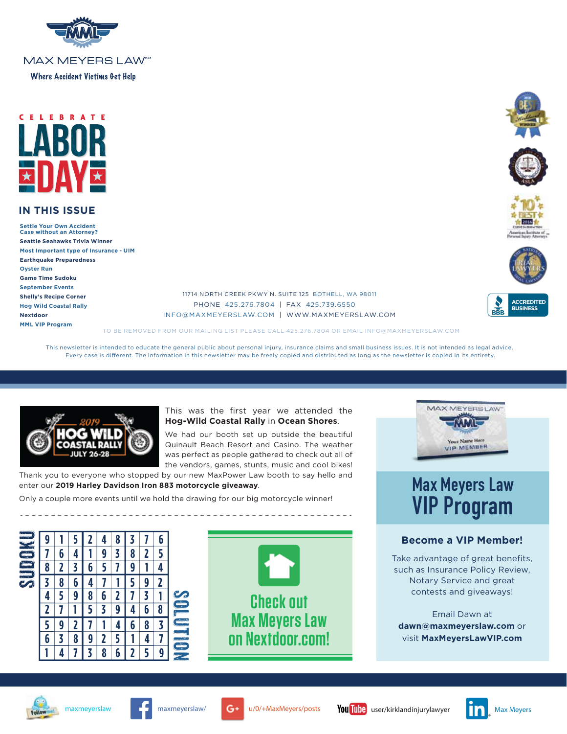MAX MEYERS LAW

Where Accident Victims Get Help

CELEBRATE

# LABOR DAY

## IN THIS ISSUE

- Settle Your Own Accident Case without an Attorney?
- Seattle Seahawks Trivia Winner
- Most Important type of Insurance - UIM
- Earthquake Preparedness
- Oyster Run
- Game Time Sudoku
- September Events
- Shelly's Recipe Corner
- Hog Wild Coastal Rally
- Nextdoor
- MML VIP Program

11714 NORTH CREEK PKWY N. SUITE 125 BOTHELL, WA 98011

PHONE 425.276.7804 | FAX 425.739.6550

INFO@MAXMEYERSLAW.COM | WWW.MAXMEYERSLAW.COM

ACCREDITED BUSINESS

TO BE REMOVED FROM OUR MAILING LIST PLEASE CALL 425.276.7804 OR EMAIL INFO@MAXMEYERSLAW.COM

This newsletter is intended to educate the general public about personal injury, insurance claims and small business issues. It is not intended as legal advice. Every case is different. The information in this newsletter may be freely copied and distributed as long as the newsletter is copied in its entirety.

2019 HOG WILD COASTAL RALLY JULY 26-28

This was the first year we attended the **Hog-Wild Coastal Rally** in **Ocean Shores**.

We had our booth set up outside the beautiful Quinault Beach Resort and Casino. The weather was perfect as people gathered to check out all of the vendors, games, stunts, music and cool bikes!

Thank you to everyone who stopped by our new MaxPower Law booth to say hello and enter our **2019 Harley Davidson Iron 883 motorcycle giveaway**.

Only a couple more events until we hold the drawing for our big motorcycle winner!

## SUDOKU SOLUTION

| | | | | | | | | |
|---|---|---|---|---|---|---|---|---|
| 9 | 1 | 5 | 2 | 4 | 8 | 3 | 7 | 6 |
| 7 | 6 | 4 | 1 | 9 | 3 | 8 | 2 | 5 |
| 8 | 2 | 3 | 6 | 5 | 7 | 9 | 1 | 4 |
| 3 | 8 | 6 | 4 | 7 | 1 | 5 | 9 | 2 |
| 4 | 5 | 9 | 8 | 6 | 2 | 7 | 3 | 1 |
| 2 | 7 | 1 | 5 | 3 | 9 | 4 | 6 | 8 |
| 5 | 9 | 2 | 7 | 1 | 4 | 6 | 8 | 3 |
| 6 | 3 | 8 | 9 | 2 | 5 | 1 | 4 | 7 |
| 1 | 4 | 7 | 3 | 8 | 6 | 2 | 5 | 9 |

## Check out Max Meyers Law on Nextdoor.com!

MAX MEYERS LAW

Your Name Here

VIP MEMBER

## Max Meyers Law VIP Program

### Become a VIP Member!

Take advantage of great benefits, such as Insurance Policy Review, Notary Service and great contests and giveaways!

Email Dawn at **dawn@maxmeyerslaw.com** or visit **MaxMeyersLawVIP.com**

maxmeyerslaw | maxmeyerslaw/ | u/0/+MaxMeyers/posts | user/kirklandinjurylawyer | Max Meyers